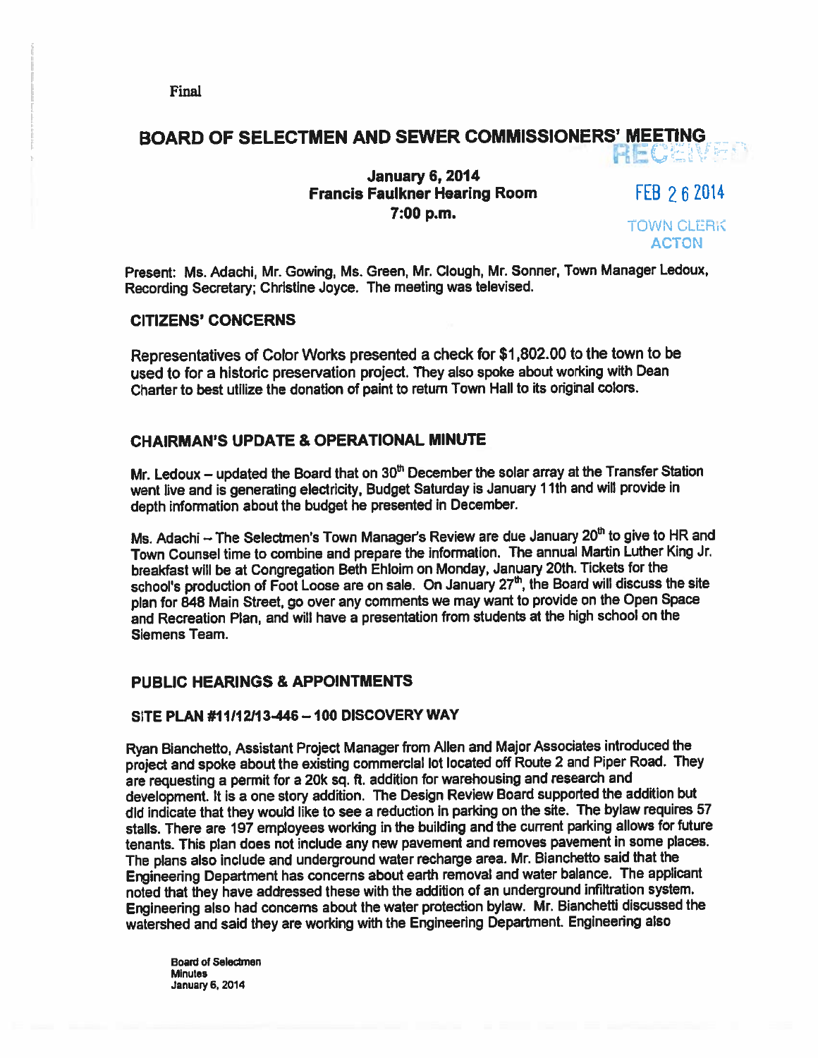Final

# BOARD OF SELECTMEN AND SEWER COMMISSIONERS' MEETING

RECEIVED

FEB 26 2014

TOWN CLERK
ACTON

**January 6, 2014**
**Francis Faulkner Hearing Room**
**7:00 p.m.**

Present: Ms. Adachi, Mr. Gowing, Ms. Green, Mr. Clough, Mr. Sonner, Town Manager Ledoux, Recording Secretary; Christine Joyce. The meeting was televised.

## CITIZENS' CONCERNS

Representatives of Color Works presented a check for $1,802.00 to the town to be used to for a historic preservation project. They also spoke about working with Dean Charter to best utilize the donation of paint to return Town Hall to its original colors.

## CHAIRMAN'S UPDATE & OPERATIONAL MINUTE

Mr. Ledoux – updated the Board that on 30th December the solar array at the Transfer Station went live and is generating electricity, Budget Saturday is January 11th and will provide in depth information about the budget he presented in December.

Ms. Adachi – The Selectmen's Town Manager's Review are due January 20th to give to HR and Town Counsel time to combine and prepare the information. The annual Martin Luther King Jr. breakfast will be at Congregation Beth Ehloim on Monday, January 20th. Tickets for the school's production of Foot Loose are on sale. On January 27th, the Board will discuss the site plan for 848 Main Street, go over any comments we may want to provide on the Open Space and Recreation Plan, and will have a presentation from students at the high school on the Siemens Team.

## PUBLIC HEARINGS & APPOINTMENTS

### SITE PLAN #11/12/13-446 – 100 DISCOVERY WAY

Ryan Bianchetto, Assistant Project Manager from Allen and Major Associates introduced the project and spoke about the existing commercial lot located off Route 2 and Piper Road. They are requesting a permit for a 20k sq. ft. addition for warehousing and research and development. It is a one story addition. The Design Review Board supported the addition but did indicate that they would like to see a reduction in parking on the site. The bylaw requires 57 stalls. There are 197 employees working in the building and the current parking allows for future tenants. This plan does not include any new pavement and removes pavement in some places. The plans also include and underground water recharge area. Mr. Bianchetto said that the Engineering Department has concerns about earth removal and water balance. The applicant noted that they have addressed these with the addition of an underground infiltration system. Engineering also had concerns about the water protection bylaw. Mr. Bianchetti discussed the watershed and said they are working with the Engineering Department. Engineering also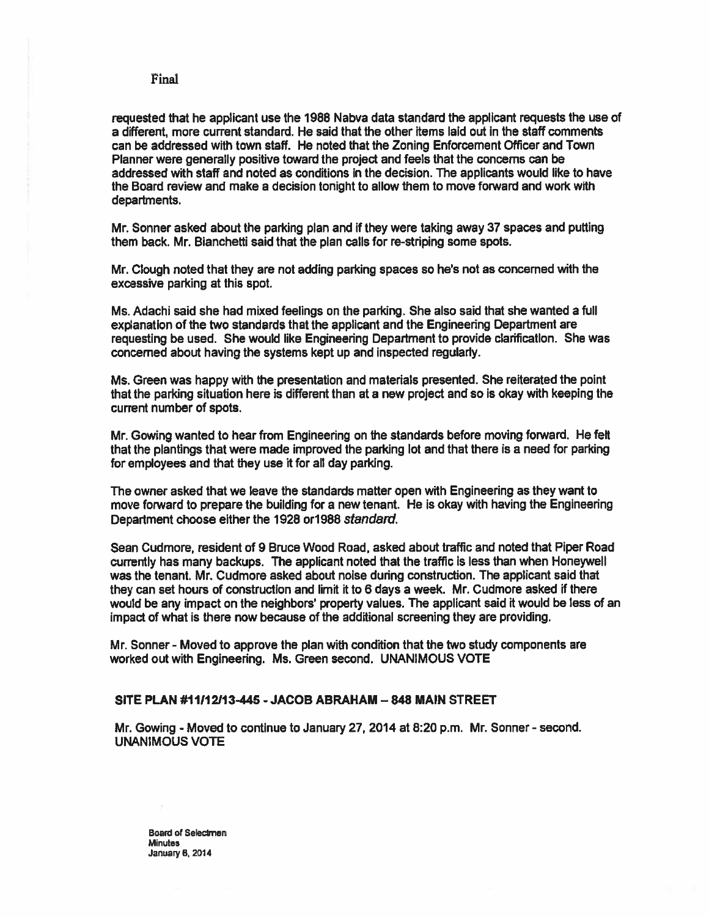Final

requested that he applicant use the 1988 Nabva data standard the applicant requests the use of a different, more current standard. He said that the other items laid out in the staff comments can be addressed with town staff. He noted that the Zoning Enforcement Officer and Town Planner were generally positive toward the project and feels that the concerns can be addressed with staff and noted as conditions in the decision. The applicants would like to have the Board review and make a decision tonight to allow them to move forward and work with departments.

Mr. Sonner asked about the parking plan and if they were taking away 37 spaces and putting them back. Mr. Bianchetti said that the plan calls for re-striping some spots.

Mr. Clough noted that they are not adding parking spaces so he's not as concerned with the excessive parking at this spot.

Ms. Adachi said she had mixed feelings on the parking. She also said that she wanted a full explanation of the two standards that the applicant and the Engineering Department are requesting be used. She would like Engineering Department to provide clarification. She was concerned about having the systems kept up and inspected regularly.

Ms. Green was happy with the presentation and materials presented. She reiterated the point that the parking situation here is different than at a new project and so is okay with keeping the current number of spots.

Mr. Gowing wanted to hear from Engineering on the standards before moving forward. He felt that the plantings that were made improved the parking lot and that there is a need for parking for employees and that they use it for all day parking.

The owner asked that we leave the standards matter open with Engineering as they want to move forward to prepare the building for a new tenant. He is okay with having the Engineering Department choose either the 1928 or1988 *standard.*

Sean Cudmore, resident of 9 Bruce Wood Road, asked about traffic and noted that Piper Road currently has many backups. The applicant noted that the traffic is less than when Honeywell was the tenant. Mr. Cudmore asked about noise during construction. The applicant said that they can set hours of construction and limit it to 6 days a week. Mr. Cudmore asked if there would be any impact on the neighbors' property values. The applicant said it would be less of an impact of what is there now because of the additional screening they are providing.

Mr. Sonner - Moved to approve the plan with condition that the two study components are worked out with Engineering. Ms. Green second. UNANIMOUS VOTE

**SITE PLAN #11/12/13-445 - JACOB ABRAHAM – 848 MAIN STREET**

Mr. Gowing - Moved to continue to January 27, 2014 at 8:20 p.m. Mr. Sonner - second. UNANIMOUS VOTE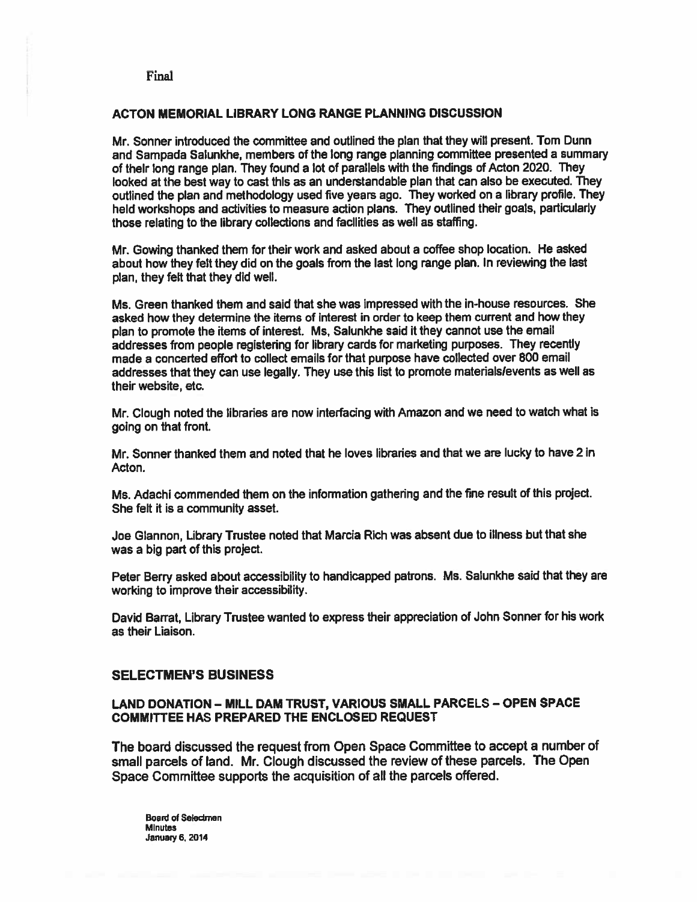Final

## ACTON MEMORIAL LIBRARY LONG RANGE PLANNING DISCUSSION

Mr. Sonner introduced the committee and outlined the plan that they will present. Tom Dunn and Sampada Salunkhe, members of the long range planning committee presented a summary of their long range plan. They found a lot of parallels with the findings of Acton 2020. They looked at the best way to cast this as an understandable plan that can also be executed. They outlined the plan and methodology used five years ago. They worked on a library profile. They held workshops and activities to measure action plans. They outlined their goals, particularly those relating to the library collections and facilities as well as staffing.

Mr. Gowing thanked them for their work and asked about a coffee shop location. He asked about how they felt they did on the goals from the last long range plan. In reviewing the last plan, they felt that they did well.

Ms. Green thanked them and said that she was impressed with the in-house resources. She asked how they determine the items of interest in order to keep them current and how they plan to promote the items of interest. Ms, Salunkhe said it they cannot use the email addresses from people registering for library cards for marketing purposes. They recently made a concerted effort to collect emails for that purpose have collected over 800 email addresses that they can use legally. They use this list to promote materials/events as well as their website, etc.

Mr. Clough noted the libraries are now interfacing with Amazon and we need to watch what is going on that front.

Mr. Sonner thanked them and noted that he loves libraries and that we are lucky to have 2 in Acton.

Ms. Adachi commended them on the information gathering and the fine result of this project. She felt it is a community asset.

Joe Glannon, Library Trustee noted that Marcia Rich was absent due to illness but that she was a big part of this project.

Peter Berry asked about accessibility to handicapped patrons. Ms. Salunkhe said that they are working to improve their accessibility.

David Barrat, Library Trustee wanted to express their appreciation of John Sonner for his work as their Liaison.

## SELECTMEN'S BUSINESS

### LAND DONATION – MILL DAM TRUST, VARIOUS SMALL PARCELS – OPEN SPACE COMMITTEE HAS PREPARED THE ENCLOSED REQUEST

The board discussed the request from Open Space Committee to accept a number of small parcels of land. Mr. Clough discussed the review of these parcels. The Open Space Committee supports the acquisition of all the parcels offered.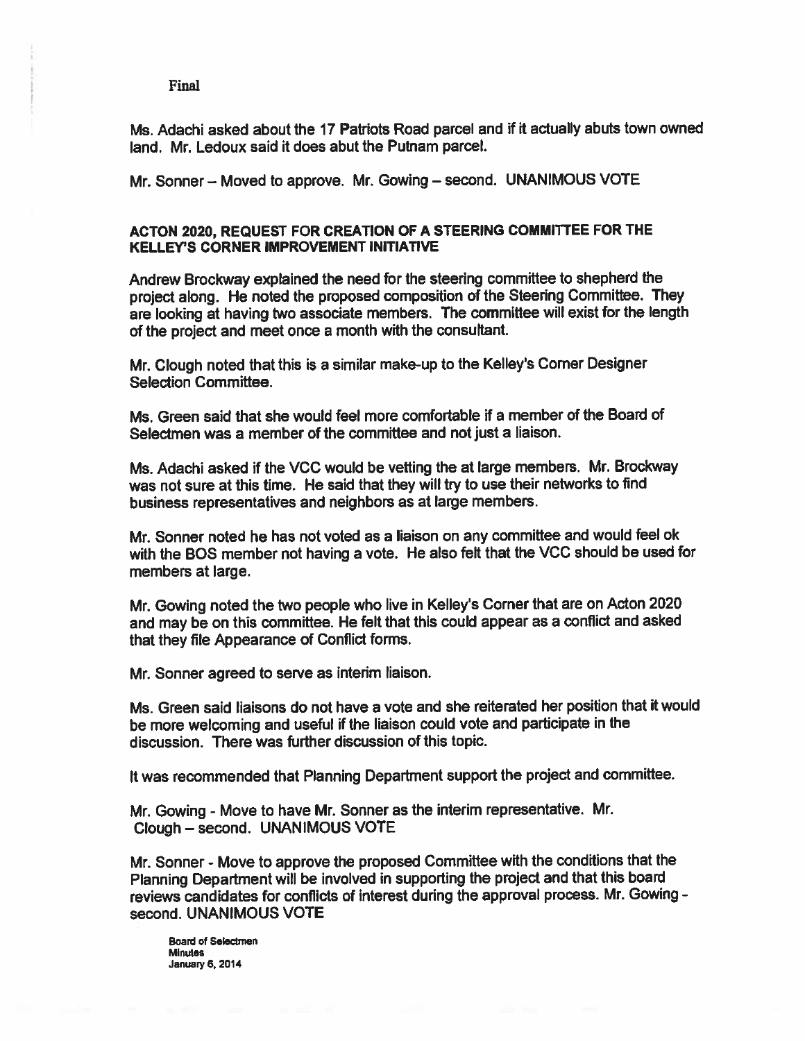Final

Ms. Adachi asked about the 17 Patriots Road parcel and if it actually abuts town owned land. Mr. Ledoux said it does abut the Putnam parcel.

Mr. Sonner – Moved to approve. Mr. Gowing – second. UNANIMOUS VOTE

## ACTON 2020, REQUEST FOR CREATION OF A STEERING COMMITTEE FOR THE KELLEY'S CORNER IMPROVEMENT INITIATIVE

Andrew Brockway explained the need for the steering committee to shepherd the project along. He noted the proposed composition of the Steering Committee. They are looking at having two associate members. The committee will exist for the length of the project and meet once a month with the consultant.

Mr. Clough noted that this is a similar make-up to the Kelley's Corner Designer Selection Committee.

Ms. Green said that she would feel more comfortable if a member of the Board of Selectmen was a member of the committee and not just a liaison.

Ms. Adachi asked if the VCC would be vetting the at large members. Mr. Brockway was not sure at this time. He said that they will try to use their networks to find business representatives and neighbors as at large members.

Mr. Sonner noted he has not voted as a liaison on any committee and would feel ok with the BOS member not having a vote. He also felt that the VCC should be used for members at large.

Mr. Gowing noted the two people who live in Kelley's Corner that are on Acton 2020 and may be on this committee. He felt that this could appear as a conflict and asked that they file Appearance of Conflict forms.

Mr. Sonner agreed to serve as interim liaison.

Ms. Green said liaisons do not have a vote and she reiterated her position that it would be more welcoming and useful if the liaison could vote and participate in the discussion. There was further discussion of this topic.

It was recommended that Planning Department support the project and committee.

Mr. Gowing - Move to have Mr. Sonner as the interim representative. Mr. Clough – second. UNANIMOUS VOTE

Mr. Sonner - Move to approve the proposed Committee with the conditions that the Planning Department will be involved in supporting the project and that this board reviews candidates for conflicts of interest during the approval process. Mr. Gowing - second. UNANIMOUS VOTE

Board of Selectmen
Minutes
January 6, 2014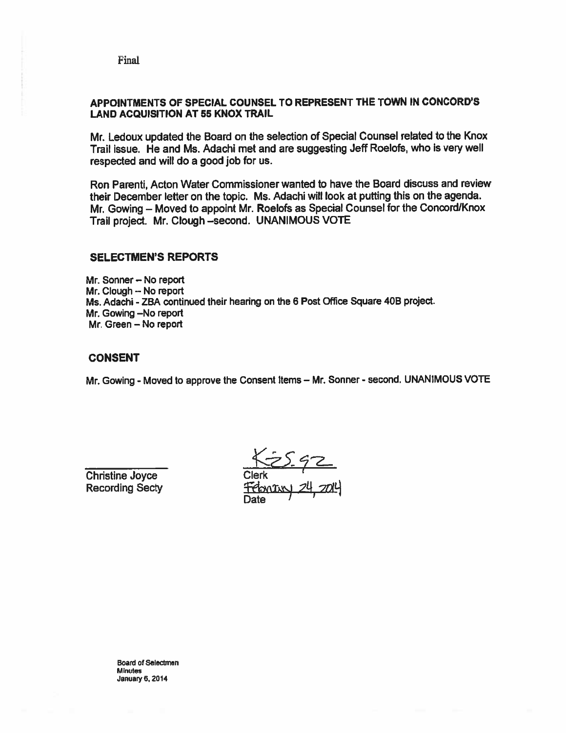Final

## APPOINTMENTS OF SPECIAL COUNSEL TO REPRESENT THE TOWN IN CONCORD'S LAND ACQUISITION AT 55 KNOX TRAIL

Mr. Ledoux updated the Board on the selection of Special Counsel related to the Knox Trail issue. He and Ms. Adachi met and are suggesting Jeff Roelofs, who is very well respected and will do a good job for us.

Ron Parenti, Acton Water Commissioner wanted to have the Board discuss and review their December letter on the topic. Ms. Adachi will look at putting this on the agenda. Mr. Gowing – Moved to appoint Mr. Roelofs as Special Counsel for the Concord/Knox Trail project. Mr. Clough –second. UNANIMOUS VOTE

## SELECTMEN'S REPORTS

Mr. Sonner – No report
Mr. Clough – No report
Ms. Adachi - ZBA continued their hearing on the 6 Post Office Square 40B project.
Mr. Gowing –No report
Mr. Green – No report

## CONSENT

Mr. Gowing - Moved to approve the Consent Items – Mr. Sonner - second. UNANIMOUS VOTE

Christine Joyce
Recording Secty

KZS.92
Clerk
February 24, 2014
Date

Board of Selectmen
Minutes
January 6, 2014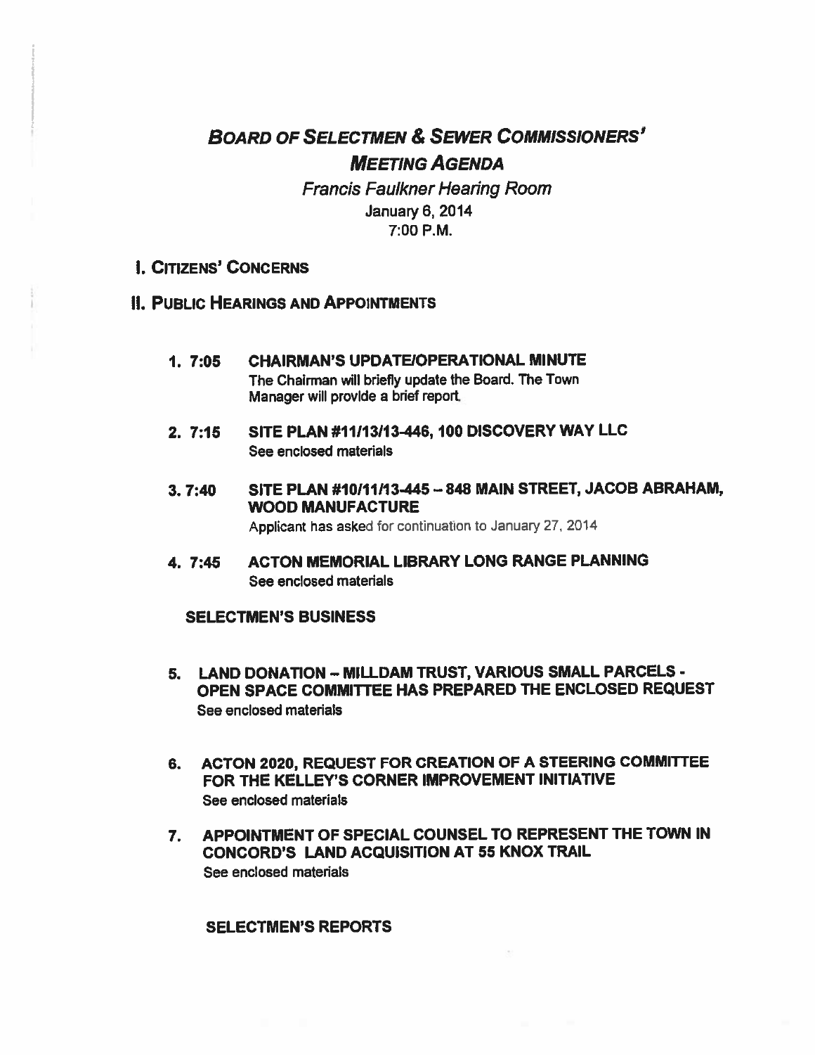# ***BOARD OF SELECTMEN & SEWER COMMISSIONERS' MEETING AGENDA***

*Francis Faulkner Hearing Room*
January 6, 2014
7:00 P.M.

## I. CITIZENS' CONCERNS

## II. PUBLIC HEARINGS AND APPOINTMENTS

1. **7:05 CHAIRMAN'S UPDATE/OPERATIONAL MINUTE**
   The Chairman will briefly update the Board. The Town Manager will provide a brief report.

2. **7:15 SITE PLAN #11/13/13-446, 100 DISCOVERY WAY LLC**
   See enclosed materials

3. **7:40 SITE PLAN #10/11/13-445 – 848 MAIN STREET, JACOB ABRAHAM, WOOD MANUFACTURE**
   Applicant has asked for continuation to January 27, 2014

4. **7:45 ACTON MEMORIAL LIBRARY LONG RANGE PLANNING**
   See enclosed materials

### SELECTMEN'S BUSINESS

5. **LAND DONATION – MILLDAM TRUST, VARIOUS SMALL PARCELS - OPEN SPACE COMMITTEE HAS PREPARED THE ENCLOSED REQUEST**
   See enclosed materials

6. **ACTON 2020, REQUEST FOR CREATION OF A STEERING COMMITTEE FOR THE KELLEY'S CORNER IMPROVEMENT INITIATIVE**
   See enclosed materials

7. **APPOINTMENT OF SPECIAL COUNSEL TO REPRESENT THE TOWN IN CONCORD'S LAND ACQUISITION AT 55 KNOX TRAIL**
   See enclosed materials

### SELECTMEN'S REPORTS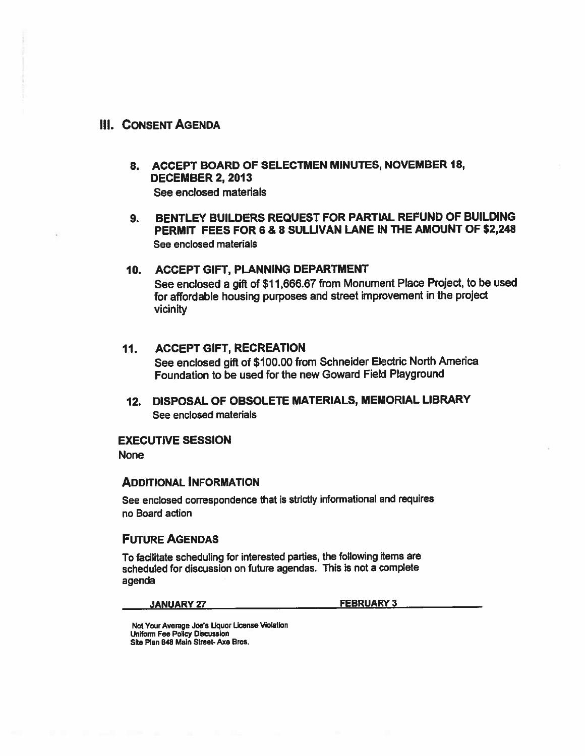## III. Consent Agenda

### 8. ACCEPT BOARD OF SELECTMEN MINUTES, NOVEMBER 18, DECEMBER 2, 2013

See enclosed materials

### 9. BENTLEY BUILDERS REQUEST FOR PARTIAL REFUND OF BUILDING PERMIT FEES FOR 6 & 8 SULLIVAN LANE IN THE AMOUNT OF $2,248

See enclosed materials

### 10. ACCEPT GIFT, PLANNING DEPARTMENT

See enclosed a gift of $11,666.67 from Monument Place Project, to be used for affordable housing purposes and street improvement in the project vicinity

### 11. ACCEPT GIFT, RECREATION

See enclosed gift of $100.00 from Schneider Electric North America Foundation to be used for the new Goward Field Playground

### 12. DISPOSAL OF OBSOLETE MATERIALS, MEMORIAL LIBRARY

See enclosed materials

## EXECUTIVE SESSION

None

## Additional Information

See enclosed correspondence that is strictly informational and requires no Board action

## Future Agendas

To facilitate scheduling for interested parties, the following items are scheduled for discussion on future agendas. This is not a complete agenda

| JANUARY 27 | FEBRUARY 3 |
|---|---|
| Not Your Average Joe's Liquor License Violation<br>Uniform Fee Policy Discussion<br>Site Plan 848 Main Street- Axe Bros. | |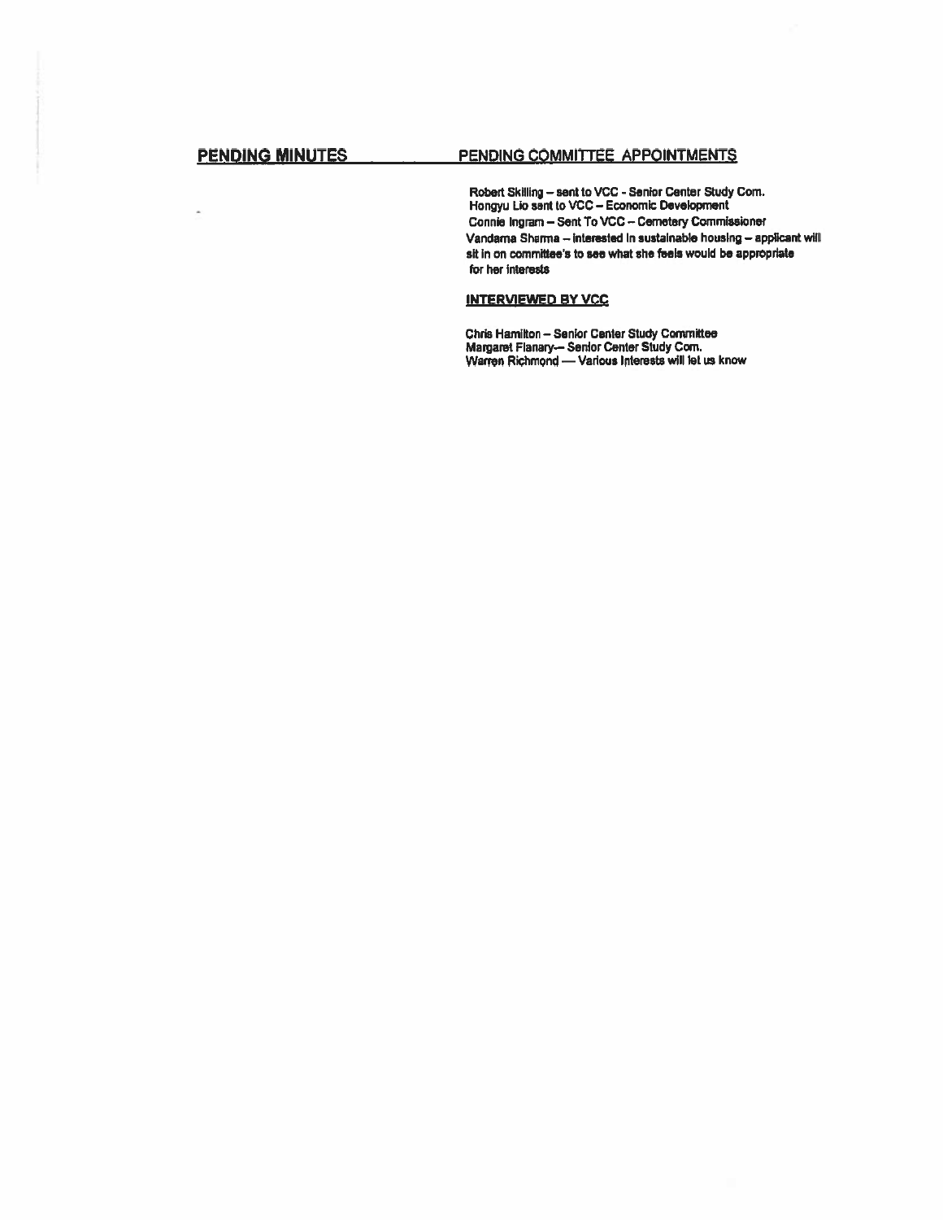## PENDING MINUTES

## PENDING COMMITTEE APPOINTMENTS

Robert Skilling – sent to VCC - Senior Center Study Com.
Hongyu Lio sent to VCC – Economic Development
Connie Ingram – Sent To VCC – Cemetery Commissioner
Vandama Sharma – interested in sustainable housing – applicant will sit in on committee's to see what she feels would be appropriate for her interests

**INTERVIEWED BY VCC**

Chris Hamilton – Senior Center Study Committee
Margaret Flanary-– Senior Center Study Com.
Warren Richmond — Various Interests will let us know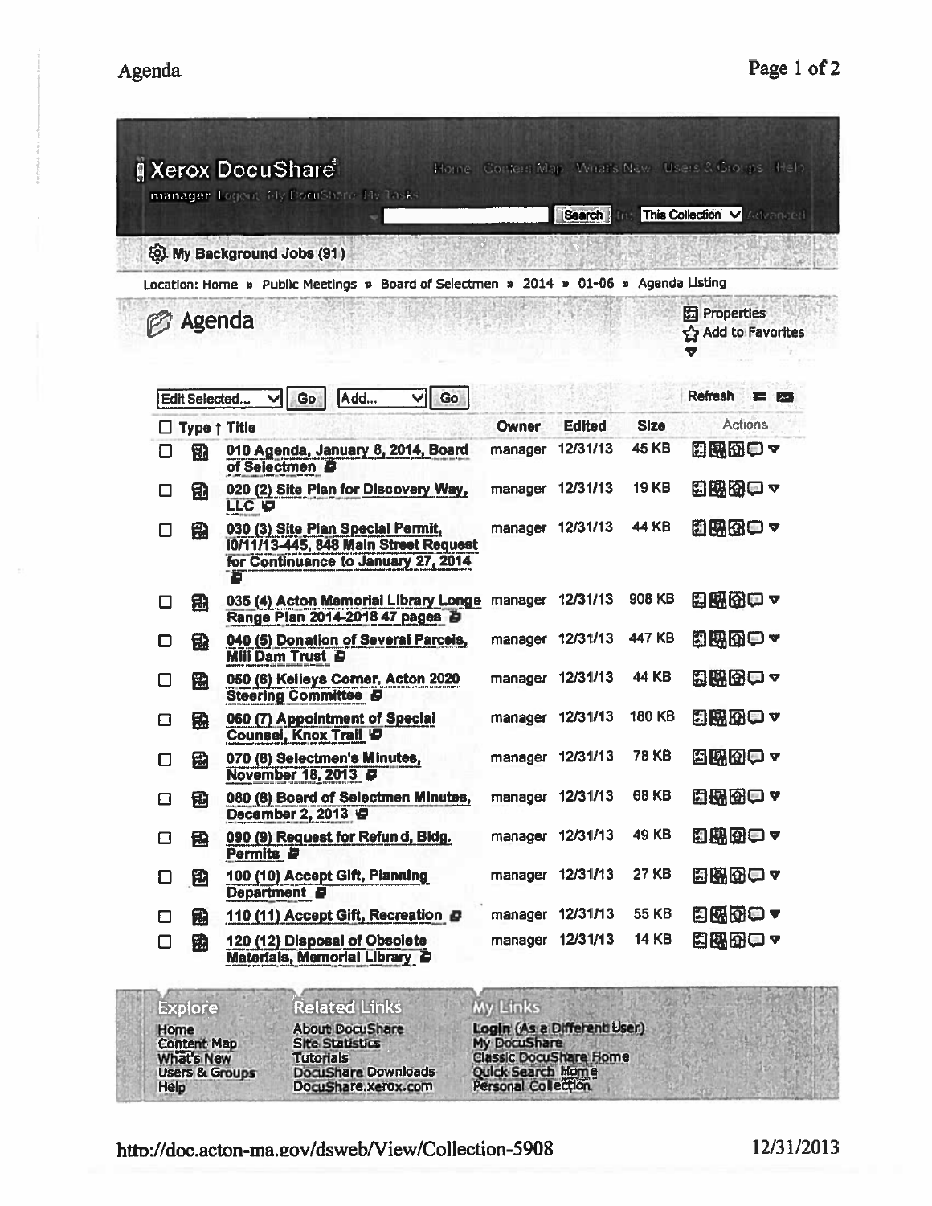Xerox DocuShare

manager Logout My DocuShare My Tasks

Home Content Map What's New Users & Groups Help

Search in: This Collection Advanced

My Background Jobs (91)

Location: Home » Public Meetings » Board of Selectmen » 2014 » 01-06 » Agenda Listing

# Agenda

Properties
Add to Favorites

Edit Selected... Go | Add... Go | Refresh

| Type ↑ | Title | Owner | Edited | Size | Actions |
|---|---|---|---|---|---|
| | 010 Agenda, January 6, 2014, Board of Selectmen | manager | 12/31/13 | 45 KB | |
| | 020 (2) Site Plan for Discovery Way, LLC | manager | 12/31/13 | 19 KB | |
| | 030 (3) Site Plan Special Permit, I0/11/13-445, 848 Main Street Request for Continuance to January 27, 2014 | manager | 12/31/13 | 44 KB | |
| | 035 (4) Acton Memorial Library Longe Range Plan 2014-2018 47 pages | manager | 12/31/13 | 908 KB | |
| | 040 (5) Donation of Several Parcels, Mill Dam Trust | manager | 12/31/13 | 447 KB | |
| | 050 (6) Kelleys Corner, Acton 2020 Steering Committee | manager | 12/31/13 | 44 KB | |
| | 060 (7) Appointment of Special Counsel, Knox Trail | manager | 12/31/13 | 180 KB | |
| | 070 (8) Selectmen's Minutes, November 18, 2013 | manager | 12/31/13 | 78 KB | |
| | 080 (8) Board of Selectmen Minutes, December 2, 2013 | manager | 12/31/13 | 68 KB | |
| | 090 (9) Request for Refun d, Bldg. Permits | manager | 12/31/13 | 49 KB | |
| | 100 (10) Accept Gift, Planning Department | manager | 12/31/13 | 27 KB | |
| | 110 (11) Accept Gift, Recreation | manager | 12/31/13 | 55 KB | |
| | 120 (12) Disposal of Obsolete Materials, Memorial Library | manager | 12/31/13 | 14 KB | |

**Explore**
Home
Content Map
What's New
Users & Groups
Help

**Related Links**
About DocuShare
Site Statistics
Tutorials
DocuShare Downloads
DocuShare.xerox.com

**My Links**
Login (As a Different User)
My DocuShare
Classic DocuShare Home
Quick Search Home
Personal Collection